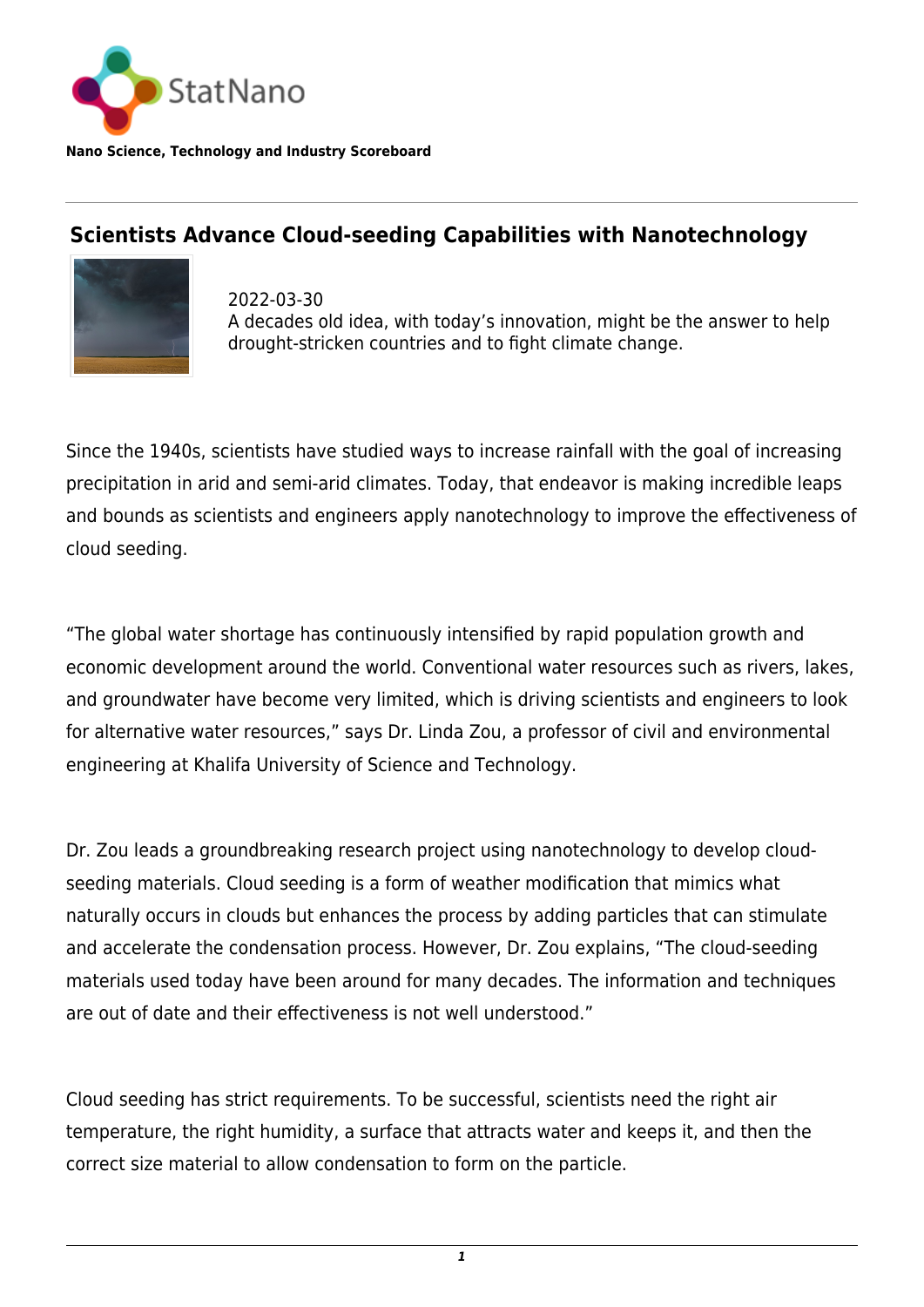StatNano

**Nano Science, Technology and Industry Scoreboard**

## Scientists Advance Cloud-seeding Capabilities with Nanotechnology

2022-03-30
A decades old idea, with today's innovation, might be the answer to help drought-stricken countries and to fight climate change.

Since the 1940s, scientists have studied ways to increase rainfall with the goal of increasing precipitation in arid and semi-arid climates. Today, that endeavor is making incredible leaps and bounds as scientists and engineers apply nanotechnology to improve the effectiveness of cloud seeding.

"The global water shortage has continuously intensified by rapid population growth and economic development around the world. Conventional water resources such as rivers, lakes, and groundwater have become very limited, which is driving scientists and engineers to look for alternative water resources," says Dr. Linda Zou, a professor of civil and environmental engineering at Khalifa University of Science and Technology.

Dr. Zou leads a groundbreaking research project using nanotechnology to develop cloud-seeding materials. Cloud seeding is a form of weather modification that mimics what naturally occurs in clouds but enhances the process by adding particles that can stimulate and accelerate the condensation process. However, Dr. Zou explains, "The cloud-seeding materials used today have been around for many decades. The information and techniques are out of date and their effectiveness is not well understood."

Cloud seeding has strict requirements. To be successful, scientists need the right air temperature, the right humidity, a surface that attracts water and keeps it, and then the correct size material to allow condensation to form on the particle.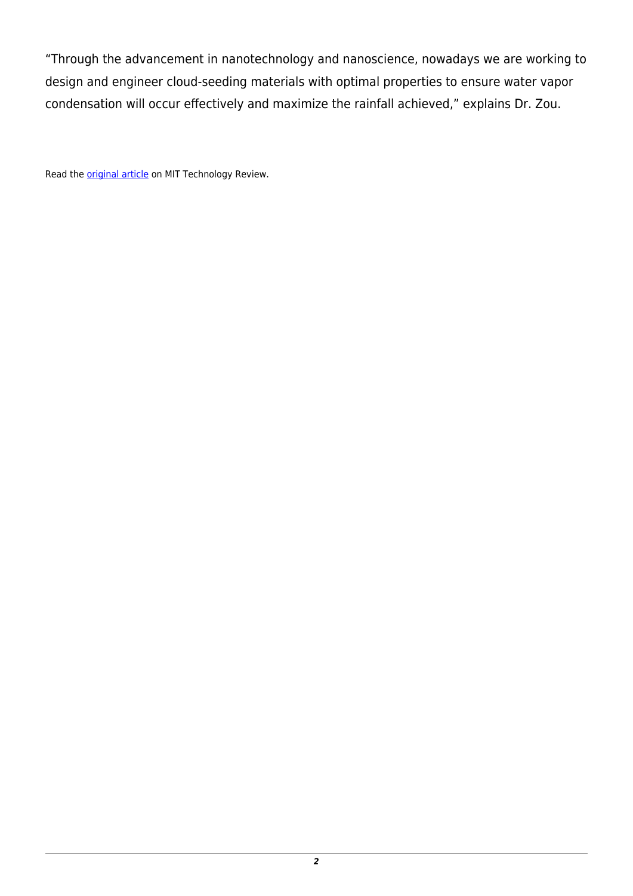"Through the advancement in nanotechnology and nanoscience, nowadays we are working to design and engineer cloud-seeding materials with optimal properties to ensure water vapor condensation will occur effectively and maximize the rainfall achieved," explains Dr. Zou.

Read the original article on MIT Technology Review.